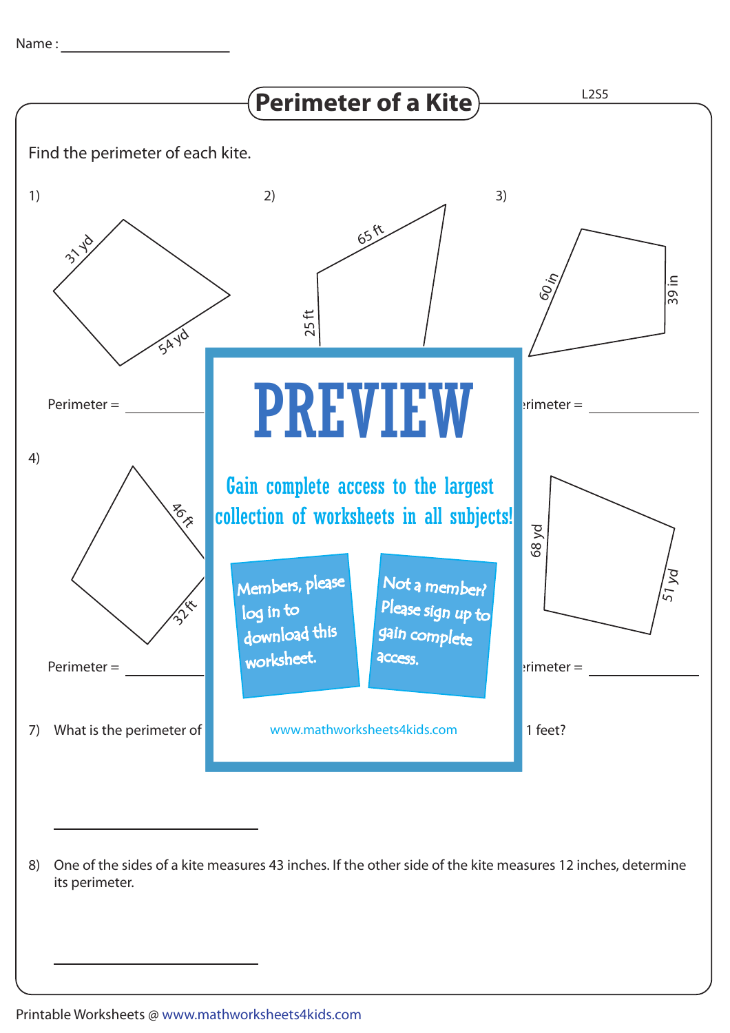Name : ______________________

# Perimeter of a Kite

L2S5

Find the perimeter of each kite.

1) 31 yd, 54 yd

Perimeter = ____________

2) 65 ft, 25 ft

3) 60 in, 39 in

Perimeter = ____________

4) 46 ft, 32 ft

Perimeter = ____________

68 yd, 51 yd

Perimeter = ____________

PREVIEW

Gain complete access to the largest collection of worksheets in all subjects!

Members, please log in to download this worksheet.

Not a member? Please sign up to gain complete access.

www.mathworksheets4kids.com

7) What is the perimeter of ... 1 feet?

____________________

8) One of the sides of a kite measures 43 inches. If the other side of the kite measures 12 inches, determine its perimeter.

____________________

Printable Worksheets @ www.mathworksheets4kids.com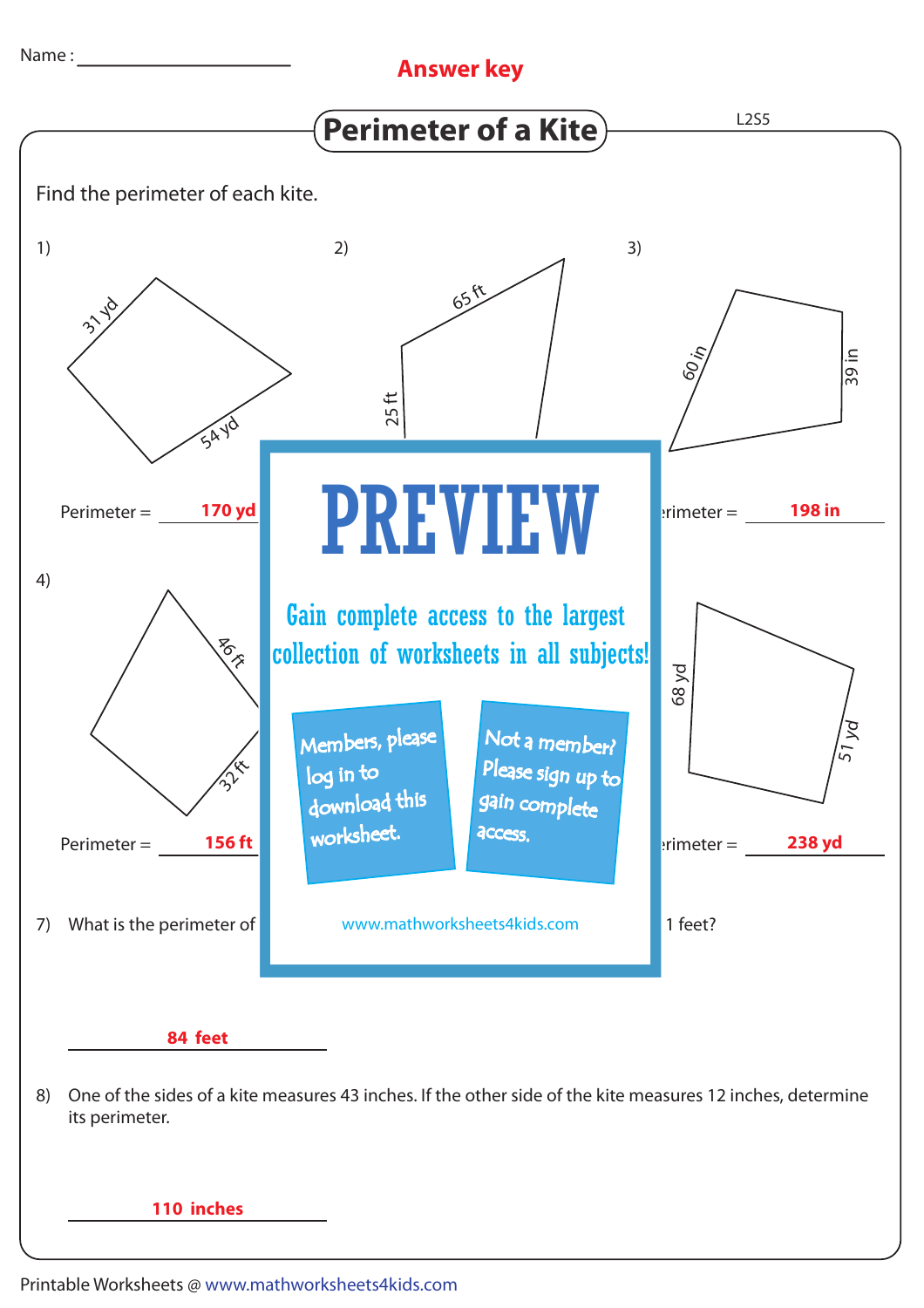Name : ____________________

**Answer key**

# Perimeter of a Kite

L2S5

Find the perimeter of each kite.

1)

31 yd

54 yd

Perimeter = **170 yd**

2)

65 ft

25 ft

3)

60 in

39 in

Perimeter = **198 in**

4)

46 ft

32 ft

Perimeter = **156 ft**

68 yd

51 yd

Perimeter = **238 yd**

**PREVIEW**

Gain complete access to the largest collection of worksheets in all subjects!

Members, please log in to download this worksheet.

Not a member? Please sign up to gain complete access.

www.mathworksheets4kids.com

7) What is the perimeter of ... 1 feet?

**84 feet**

8) One of the sides of a kite measures 43 inches. If the other side of the kite measures 12 inches, determine its perimeter.

**110 inches**

Printable Worksheets @ www.mathworksheets4kids.com